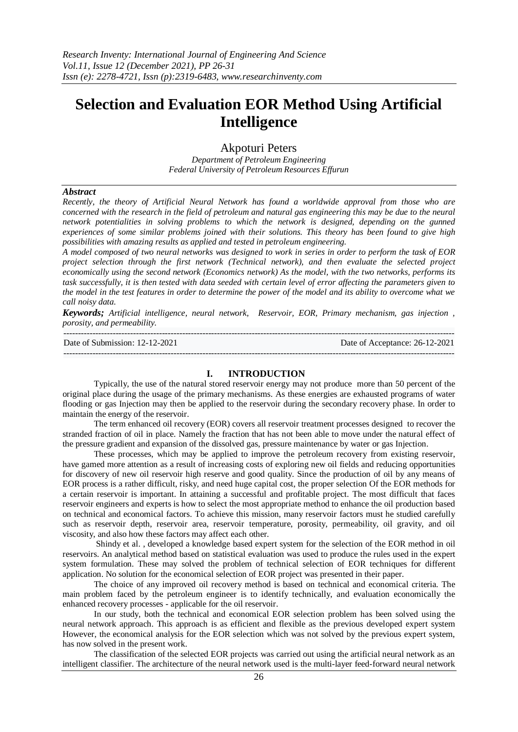# Selection and Evaluation EOR Method Using Artificial Intelligence

Akpoturi Peters

*Department of Petroleum Engineering*
*Federal University of Petroleum Resources Effurun*

### *Abstract*

*Recently, the theory of Artificial Neural Network has found a worldwide approval from those who are concerned with the research in the field of petroleum and natural gas engineering this may be due to the neural network potentialities in solving problems to which the network is designed, depending on the gunned experiences of some similar problems joined with their solutions. This theory has been found to give high possibilities with amazing results as applied and tested in petroleum engineering.*

*A model composed of two neural networks was designed to work in series in order to perform the task of EOR project selection through the first network (Technical network), and then evaluate the selected project economically using the second network (Economics network) As the model, with the two networks, performs its task successfully, it is then tested with data seeded with certain level of error affecting the parameters given to the model in the test features in order to determine the power of the model and its ability to overcome what we call noisy data.*

***Keywords;*** *Artificial intelligence, neural network, Reservoir, EOR, Primary mechanism, gas injection , porosity, and permeability.*

---

Date of Submission: 12-12-2021 Date of Acceptance: 26-12-2021

---

## I. INTRODUCTION

Typically, the use of the natural stored reservoir energy may not produce more than 50 percent of the original place during the usage of the primary mechanisms. As these energies are exhausted programs of water flooding or gas Injection may then be applied to the reservoir during the secondary recovery phase. In order to maintain the energy of the reservoir.

The term enhanced oil recovery (EOR) covers all reservoir treatment processes designed to recover the stranded fraction of oil in place. Namely the fraction that has not been able to move under the natural effect of the pressure gradient and expansion of the dissolved gas, pressure maintenance by water or gas Injection.

These processes, which may be applied to improve the petroleum recovery from existing reservoir, have gamed more attention as a result of increasing costs of exploring new oil fields and reducing opportunities for discovery of new oil reservoir high reserve and good quality. Since the production of oil by any means of EOR process is a rather difficult, risky, and need huge capital cost, the proper selection Of the EOR methods for a certain reservoir is important. In attaining a successful and profitable project. The most difficult that faces reservoir engineers and experts is how to select the most appropriate method to enhance the oil production based on technical and economical factors. To achieve this mission, many reservoir factors must he studied carefully such as reservoir depth, reservoir area, reservoir temperature, porosity, permeability, oil gravity, and oil viscosity, and also how these factors may affect each other.

Shindy et al. , developed a knowledge based expert system for the selection of the EOR method in oil reservoirs. An analytical method based on statistical evaluation was used to produce the rules used in the expert system formulation. These may solved the problem of technical selection of EOR techniques for different application. No solution for the economical selection of EOR project was presented in their paper.

The choice of any improved oil recovery method is based on technical and economical criteria. The main problem faced by the petroleum engineer is to identify technically, and evaluation economically the enhanced recovery processes - applicable for the oil reservoir.

In our study, both the technical and economical EOR selection problem has been solved using the neural network approach. This approach is as efficient and flexible as the previous developed expert system However, the economical analysis for the EOR selection which was not solved by the previous expert system, has now solved in the present work.

The classification of the selected EOR projects was carried out using the artificial neural network as an intelligent classifier. The architecture of the neural network used is the multi-layer feed-forward neural network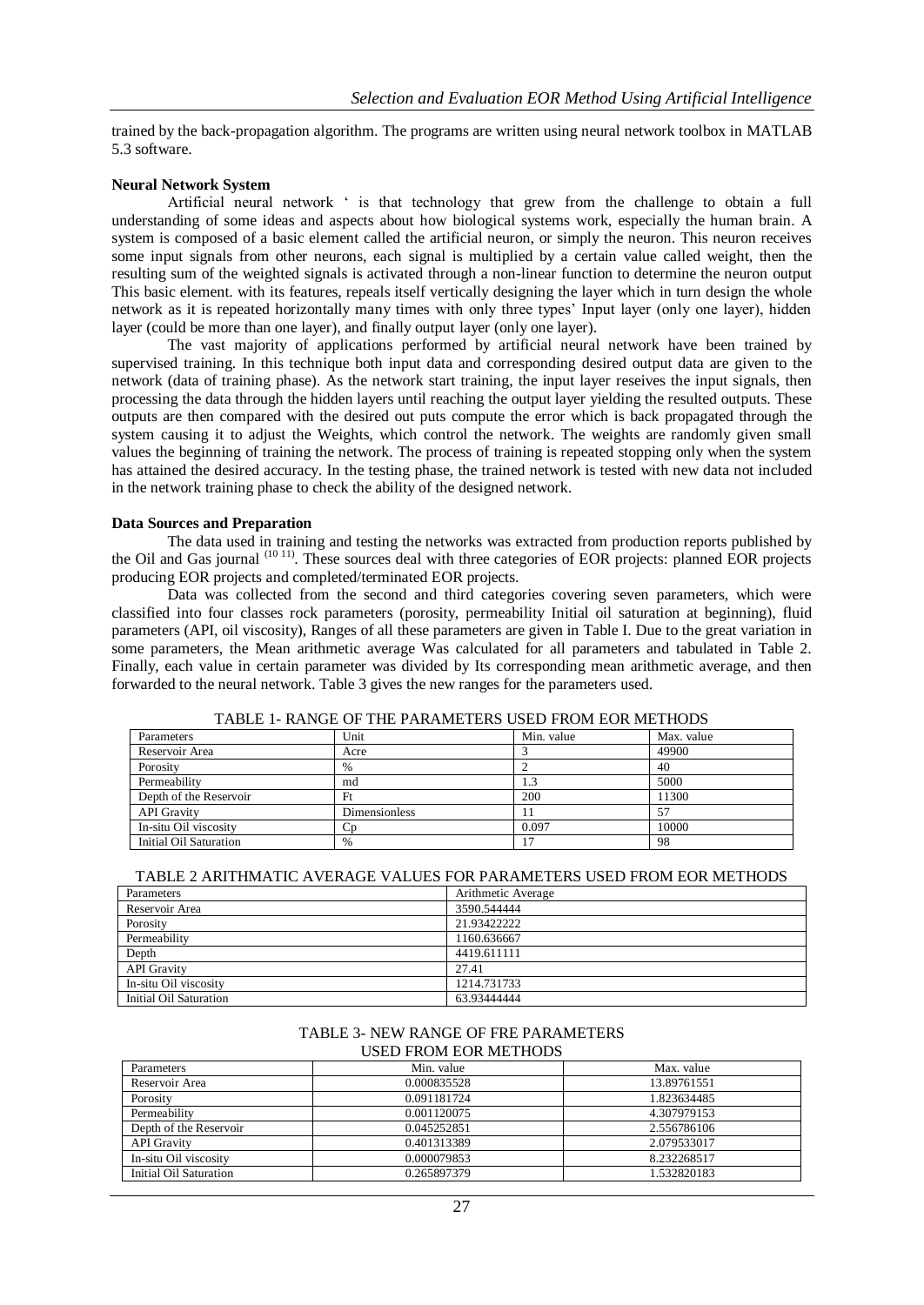trained by the back-propagation algorithm. The programs are written using neural network toolbox in MATLAB 5.3 software.

**Neural Network System**

Artificial neural network ' is that technology that grew from the challenge to obtain a full understanding of some ideas and aspects about how biological systems work, especially the human brain. A system is composed of a basic element called the artificial neuron, or simply the neuron. This neuron receives some input signals from other neurons, each signal is multiplied by a certain value called weight, then the resulting sum of the weighted signals is activated through a non-linear function to determine the neuron output This basic element. with its features, repeals itself vertically designing the layer which in turn design the whole network as it is repeated horizontally many times with only three types' Input layer (only one layer), hidden layer (could be more than one layer), and finally output layer (only one layer).

The vast majority of applications performed by artificial neural network have been trained by supervised training. In this technique both input data and corresponding desired output data are given to the network (data of training phase). As the network start training, the input layer reseives the input signals, then processing the data through the hidden layers until reaching the output layer yielding the resulted outputs. These outputs are then compared with the desired out puts compute the error which is back propagated through the system causing it to adjust the Weights, which control the network. The weights are randomly given small values the beginning of training the network. The process of training is repeated stopping only when the system has attained the desired accuracy. In the testing phase, the trained network is tested with new data not included in the network training phase to check the ability of the designed network.

**Data Sources and Preparation**

The data used in training and testing the networks was extracted from production reports published by the Oil and Gas journal [10 11]. These sources deal with three categories of EOR projects: planned EOR projects producing EOR projects and completed/terminated EOR projects.

Data was collected from the second and third categories covering seven parameters, which were classified into four classes rock parameters (porosity, permeability Initial oil saturation at beginning), fluid parameters (API, oil viscosity), Ranges of all these parameters are given in Table I. Due to the great variation in some parameters, the Mean arithmetic average Was calculated for all parameters and tabulated in Table 2. Finally, each value in certain parameter was divided by Its corresponding mean arithmetic average, and then forwarded to the neural network. Table 3 gives the new ranges for the parameters used.

TABLE 1- RANGE OF THE PARAMETERS USED FROM EOR METHODS

| Parameters | Unit | Min. value | Max. value |
|---|---|---|---|
| Reservoir Area | Acre | 3 | 49900 |
| Porosity | % | 2 | 40 |
| Permeability | md | 1.3 | 5000 |
| Depth of the Reservoir | Ft | 200 | 11300 |
| API Gravity | Dimensionless | 11 | 57 |
| In-situ Oil viscosity | Cp | 0.097 | 10000 |
| Initial Oil Saturation | % | 17 | 98 |

TABLE 2 ARITHMATIC AVERAGE VALUES FOR PARAMETERS USED FROM EOR METHODS

| Parameters | Arithmetic Average |
|---|---|
| Reservoir Area | 3590.544444 |
| Porosity | 21.93422222 |
| Permeability | 1160.636667 |
| Depth | 4419.611111 |
| API Gravity | 27.41 |
| In-situ Oil viscosity | 1214.731733 |
| Initial Oil Saturation | 63.93444444 |

TABLE 3- NEW RANGE OF FRE PARAMETERS USED FROM EOR METHODS

| Parameters | Min. value | Max. value |
|---|---|---|
| Reservoir Area | 0.000835528 | 13.89761551 |
| Porosity | 0.091181724 | 1.823634485 |
| Permeability | 0.001120075 | 4.307979153 |
| Depth of the Reservoir | 0.045252851 | 2.556786106 |
| API Gravity | 0.401313389 | 2.079533017 |
| In-situ Oil viscosity | 0.000079853 | 8.232268517 |
| Initial Oil Saturation | 0.265897379 | 1.532820183 |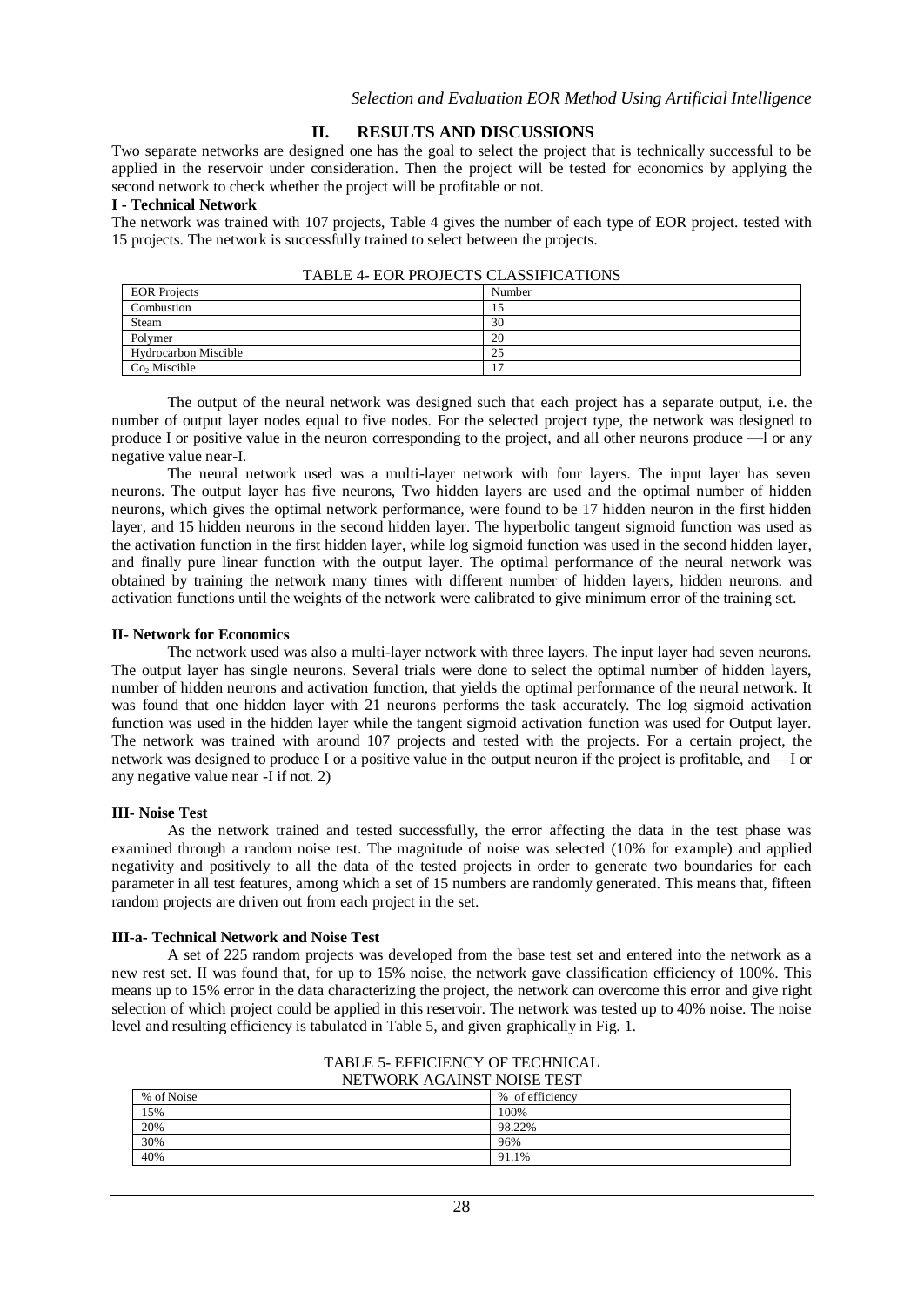## II. RESULTS AND DISCUSSIONS

Two separate networks are designed one has the goal to select the project that is technically successful to be applied in the reservoir under consideration. Then the project will be tested for economics by applying the second network to check whether the project will be profitable or not.

**I - Technical Network**

The network was trained with 107 projects, Table 4 gives the number of each type of EOR project. tested with 15 projects. The network is successfully trained to select between the projects.

TABLE 4- EOR PROJECTS CLASSIFICATIONS

| EOR Projects | Number |
|---|---|
| Combustion | 15 |
| Steam | 30 |
| Polymer | 20 |
| Hydrocarbon Miscible | 25 |
| $Co_2$ Miscible | 17 |

The output of the neural network was designed such that each project has a separate output, i.e. the number of output layer nodes equal to five nodes. For the selected project type, the network was designed to produce I or positive value in the neuron corresponding to the project, and all other neurons produce —l or any negative value near-I.

The neural network used was a multi-layer network with four layers. The input layer has seven neurons. The output layer has five neurons, Two hidden layers are used and the optimal number of hidden neurons, which gives the optimal network performance, were found to be 17 hidden neuron in the first hidden layer, and 15 hidden neurons in the second hidden layer. The hyperbolic tangent sigmoid function was used as the activation function in the first hidden layer, while log sigmoid function was used in the second hidden layer, and finally pure linear function with the output layer. The optimal performance of the neural network was obtained by training the network many times with different number of hidden layers, hidden neurons. and activation functions until the weights of the network were calibrated to give minimum error of the training set.

**II- Network for Economics**

The network used was also a multi-layer network with three layers. The input layer had seven neurons. The output layer has single neurons. Several trials were done to select the optimal number of hidden layers, number of hidden neurons and activation function, that yields the optimal performance of the neural network. It was found that one hidden layer with 21 neurons performs the task accurately. The log sigmoid activation function was used in the hidden layer while the tangent sigmoid activation function was used for Output layer. The network was trained with around 107 projects and tested with the projects. For a certain project, the network was designed to produce I or a positive value in the output neuron if the project is profitable, and —I or any negative value near -I if not. 2)

**III- Noise Test**

As the network trained and tested successfully, the error affecting the data in the test phase was examined through a random noise test. The magnitude of noise was selected (10% for example) and applied negativity and positively to all the data of the tested projects in order to generate two boundaries for each parameter in all test features, among which a set of 15 numbers are randomly generated. This means that, fifteen random projects are driven out from each project in the set.

**III-a- Technical Network and Noise Test**

A set of 225 random projects was developed from the base test set and entered into the network as a new rest set. II was found that, for up to 15% noise, the network gave classification efficiency of 100%. This means up to 15% error in the data characterizing the project, the network can overcome this error and give right selection of which project could be applied in this reservoir. The network was tested up to 40% noise. The noise level and resulting efficiency is tabulated in Table 5, and given graphically in Fig. 1.

TABLE 5- EFFICIENCY OF TECHNICAL NETWORK AGAINST NOISE TEST

| % of Noise | % of efficiency |
|---|---|
| 15% | 100% |
| 20% | 98.22% |
| 30% | 96% |
| 40% | 91.1% |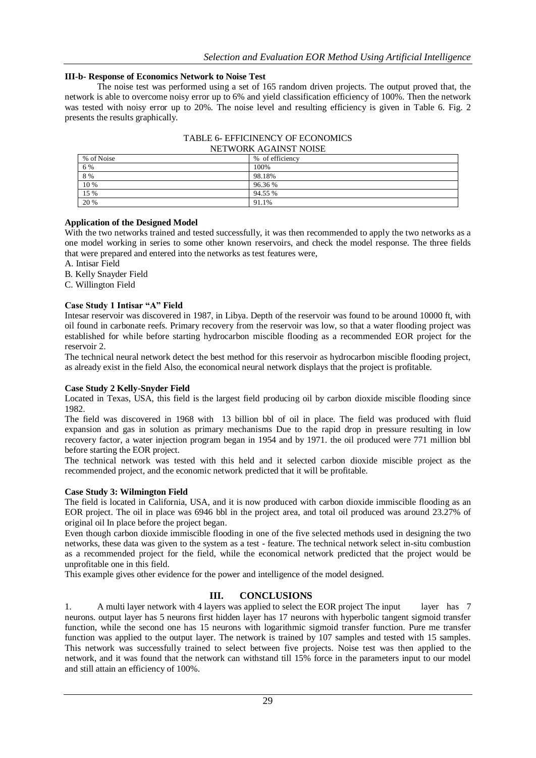### III-b- Response of Economics Network to Noise Test

The noise test was performed using a set of 165 random driven projects. The output proved that, the network is able to overcome noisy error up to 6% and yield classification efficiency of 100%. Then the network was tested with noisy error up to 20%. The noise level and resulting efficiency is given in Table 6. Fig. 2 presents the results graphically.

TABLE 6- EFFICINENCY OF ECONOMICS NETWORK AGAINST NOISE

| % of Noise | % of efficiency |
|---|---|
| 6 % | 100% |
| 8 % | 98.18% |
| 10 % | 96.36 % |
| 15 % | 94.55 % |
| 20 % | 91.1% |

### Application of the Designed Model

With the two networks trained and tested successfully, it was then recommended to apply the two networks as a one model working in series to some other known reservoirs, and check the model response. The three fields that were prepared and entered into the networks as test features were,

A. Intisar Field
B. Kelly Snayder Field
C. Willington Field

### Case Study 1 Intisar "A" Field

Intesar reservoir was discovered in 1987, in Libya. Depth of the reservoir was found to be around 10000 ft, with oil found in carbonate reefs. Primary recovery from the reservoir was low, so that a water flooding project was established for while before starting hydrocarbon miscible flooding as a recommended EOR project for the reservoir 2.

The technical neural network detect the best method for this reservoir as hydrocarbon miscible flooding project, as already exist in the field Also, the economical neural network displays that the project is profitable.

### Case Study 2 Kelly-Snyder Field

Located in Texas, USA, this field is the largest field producing oil by carbon dioxide miscible flooding since 1982.

The field was discovered in 1968 with 13 billion bbl of oil in place. The field was produced with fluid expansion and gas in solution as primary mechanisms Due to the rapid drop in pressure resulting in low recovery factor, a water injection program began in 1954 and by 1971. the oil produced were 771 million bbl before starting the EOR project.

The technical network was tested with this held and it selected carbon dioxide miscible project as the recommended project, and the economic network predicted that it will be profitable.

### Case Study 3: Wilmington Field

The field is located in California, USA, and it is now produced with carbon dioxide immiscible flooding as an EOR project. The oil in place was 6946 bbl in the project area, and total oil produced was around 23.27% of original oil In place before the project began.

Even though carbon dioxide immiscible flooding in one of the five selected methods used in designing the two networks, these data was given to the system as a test - feature. The technical network select in-situ combustion as a recommended project for the field, while the economical network predicted that the project would be unprofitable one in this field.

This example gives other evidence for the power and intelligence of the model designed.

## III. CONCLUSIONS

1. A multi layer network with 4 layers was applied to select the EOR project The input layer has 7 neurons. output layer has 5 neurons first hidden layer has 17 neurons with hyperbolic tangent sigmoid transfer function, while the second one has 15 neurons with logarithmic sigmoid transfer function. Pure me transfer function was applied to the output layer. The network is trained by 107 samples and tested with 15 samples. This network was successfully trained to select between five projects. Noise test was then applied to the network, and it was found that the network can withstand till 15% force in the parameters input to our model and still attain an efficiency of 100%.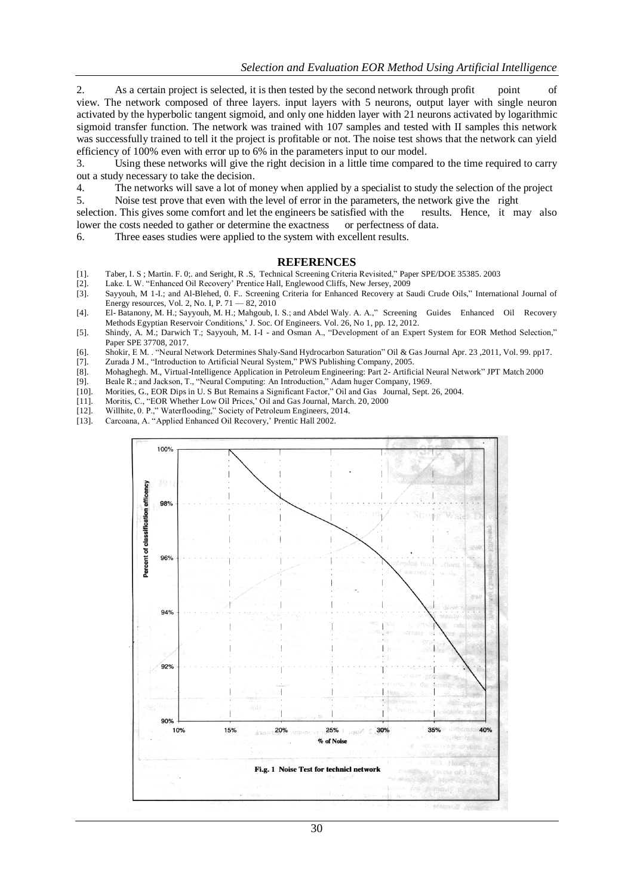2. As a certain project is selected, it is then tested by the second network through profit point of view. The network composed of three layers. input layers with 5 neurons, output layer with single neuron activated by the hyperbolic tangent sigmoid, and only one hidden layer with 21 neurons activated by logarithmic sigmoid transfer function. The network was trained with 107 samples and tested with II samples this network was successfully trained to tell it the project is profitable or not. The noise test shows that the network can yield efficiency of 100% even with error up to 6% in the parameters input to our model.

3. Using these networks will give the right decision in a little time compared to the time required to carry out a study necessary to take the decision.

4. The networks will save a lot of money when applied by a specialist to study the selection of the project

5. Noise test prove that even with the level of error in the parameters, the network give the right selection. This gives some comfort and let the engineers be satisfied with the results. Hence, it may also lower the costs needed to gather or determine the exactness or perfectness of data.

6. Three eases studies were applied to the system with excellent results.

## REFERENCES

[1]. Taber, I. S ; Martin. F. 0;. and Seright, R .S, Technical Screening Criteria Revisited," Paper SPE/DOE 35385. 2003

[2]. Lake. L W. "Enhanced Oil Recovery' Prentice Hall, Englewood Cliffs, New Jersey, 2009

[3]. Sayyouh, M 1-I.; and Al-Blehed, 0. F.. Screening Criteria for Enhanced Recovery at Saudi Crude Oils," International Journal of Energy resources, Vol. 2, No. I, P. 71 — 82, 2010

[4]. El- Batanony, M. H.; Sayyouh, M. H.; Mahgoub, I. S.; and Abdel Waly. A. A.," Screening Guides Enhanced Oil Recovery Methods Egyptian Reservoir Conditions,' J. Soc. Of Engineers. Vol. 26, No 1, pp. 12, 2012.

[5]. Shindy, A. M.; Darwich T.; Sayyouh, M. I-I - and Osman A., "Development of an Expert System for EOR Method Selection," Paper SPE 37708, 2017.

[6]. Shokir, E M. . "Neural Network Determines Shaly-Sand Hydrocarbon Saturation" Oil & Gas Journal Apr. 23 ,2011, Vol. 99. pp17.

[7]. Zurada J M., "Introduction to Artificial Neural System," PWS Publishing Company, 2005.

[8]. Mohaghegh. M., Virtual-Intelligence Application in Petroleum Engineering: Part 2- Artificial Neural Network" JPT Match 2000

[9]. Beale R.; and Jackson, T., "Neural Computing: An Introduction," Adam huger Company, 1969.

[10]. Morities, G., EOR Dips in U. S But Remains a Significant Factor," Oil and Gas Journal, Sept. 26, 2004.

[11]. Moritis, C., "EOR Whether Low Oil Prices,' Oil and Gas Journal, March. 20, 2000

[12]. Willhite, 0. P.," Waterflooding," Society of Petroleum Engineers, 2014.

[13]. Carcoana, A. "Applied Enhanced Oil Recovery,' Prentic Hall 2002.

Fi.g. 1 Noise Test for technicl network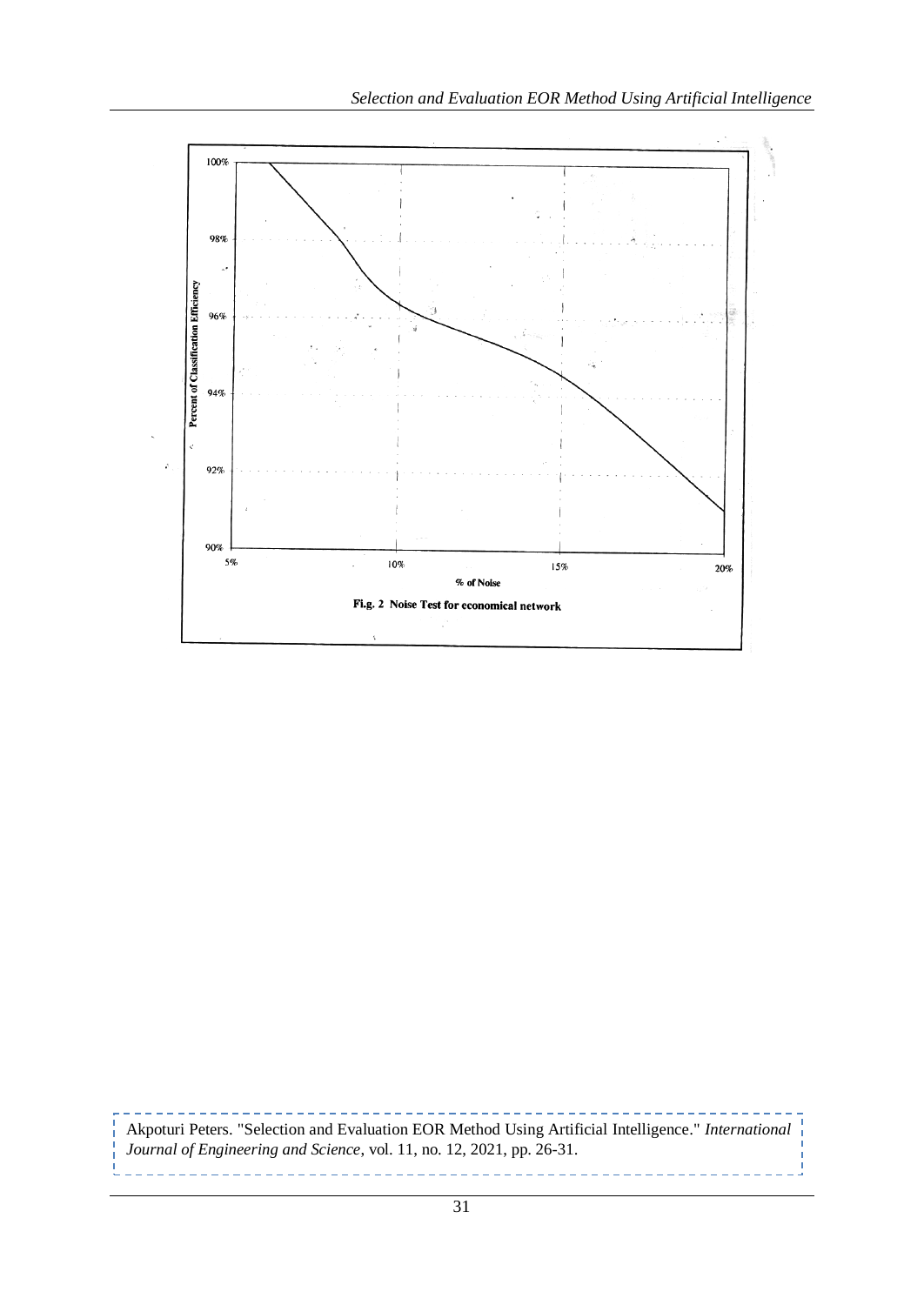100%

98%

96%

94%

92%

90%

Percent of Classification Efficiency

5%

10%

15%

20%

% of Noise

Fi.g. 2 Noise Test for economical network

Akpoturi Peters. "Selection and Evaluation EOR Method Using Artificial Intelligence." *International Journal of Engineering and Science*, vol. 11, no. 12, 2021, pp. 26-31.